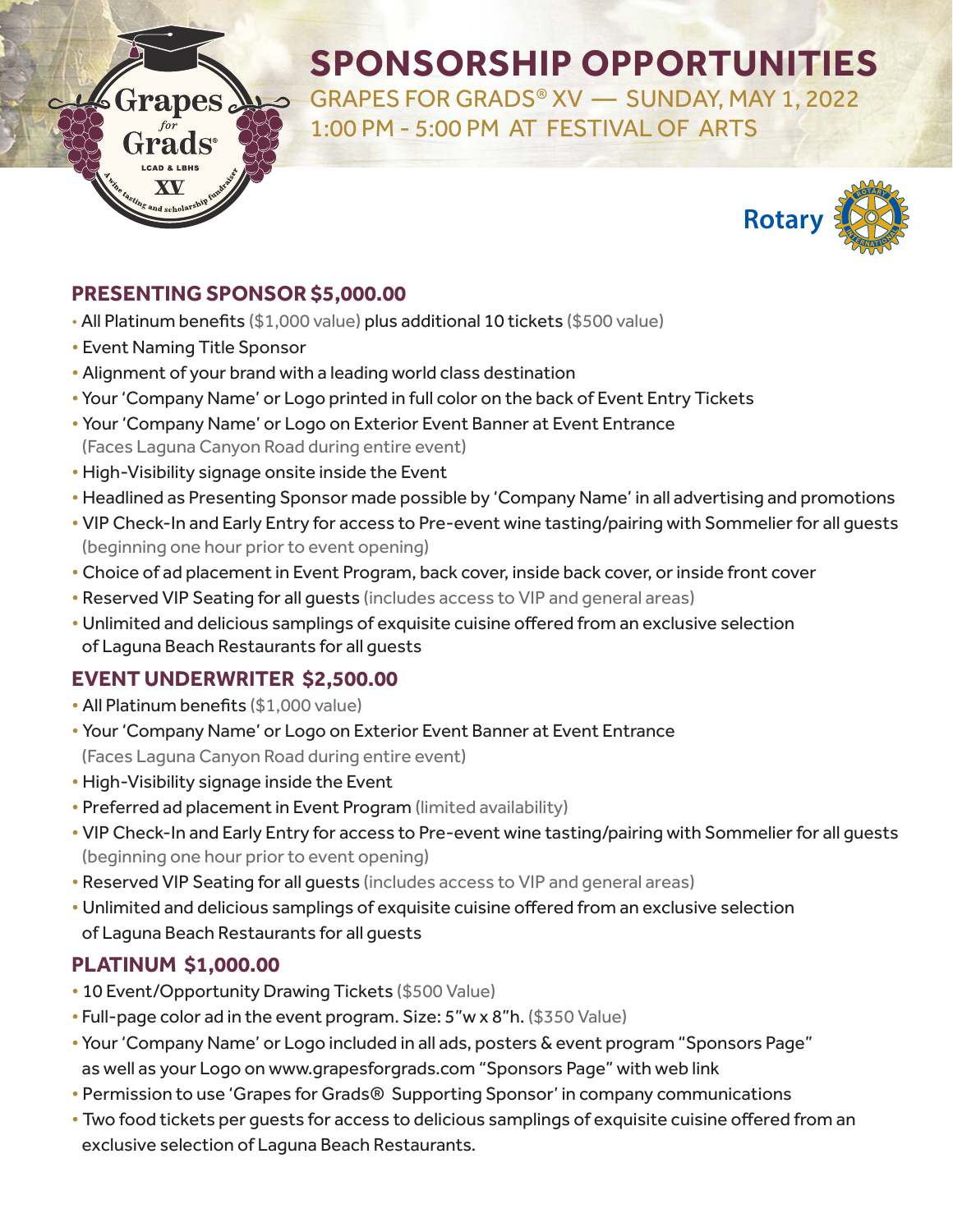# SPONSORSHIP OPPORTUNITIES

GRAPES FOR GRADS® XV — SUNDAY, MAY 1, 2022
1:00 PM - 5:00 PM AT FESTIVAL OF ARTS

## PRESENTING SPONSOR $5,000.00

- All Platinum benefits ($1,000 value) plus additional 10 tickets ($500 value)
- Event Naming Title Sponsor
- Alignment of your brand with a leading world class destination
- Your 'Company Name' or Logo printed in full color on the back of Event Entry Tickets
- Your 'Company Name' or Logo on Exterior Event Banner at Event Entrance (Faces Laguna Canyon Road during entire event)
- High-Visibility signage onsite inside the Event
- Headlined as Presenting Sponsor made possible by 'Company Name' in all advertising and promotions
- VIP Check-In and Early Entry for access to Pre-event wine tasting/pairing with Sommelier for all guests (beginning one hour prior to event opening)
- Choice of ad placement in Event Program, back cover, inside back cover, or inside front cover
- Reserved VIP Seating for all guests (includes access to VIP and general areas)
- Unlimited and delicious samplings of exquisite cuisine offered from an exclusive selection of Laguna Beach Restaurants for all guests

## EVENT UNDERWRITER $2,500.00

- All Platinum benefits ($1,000 value)
- Your 'Company Name' or Logo on Exterior Event Banner at Event Entrance (Faces Laguna Canyon Road during entire event)
- High-Visibility signage inside the Event
- Preferred ad placement in Event Program (limited availability)
- VIP Check-In and Early Entry for access to Pre-event wine tasting/pairing with Sommelier for all guests (beginning one hour prior to event opening)
- Reserved VIP Seating for all guests (includes access to VIP and general areas)
- Unlimited and delicious samplings of exquisite cuisine offered from an exclusive selection of Laguna Beach Restaurants for all guests

## PLATINUM $1,000.00

- 10 Event/Opportunity Drawing Tickets ($500 Value)
- Full-page color ad in the event program. Size: 5"w x 8"h. ($350 Value)
- Your 'Company Name' or Logo included in all ads, posters & event program "Sponsors Page" as well as your Logo on www.grapesforgrads.com "Sponsors Page" with web link
- Permission to use 'Grapes for Grads® Supporting Sponsor' in company communications
- Two food tickets per guests for access to delicious samplings of exquisite cuisine offered from an exclusive selection of Laguna Beach Restaurants.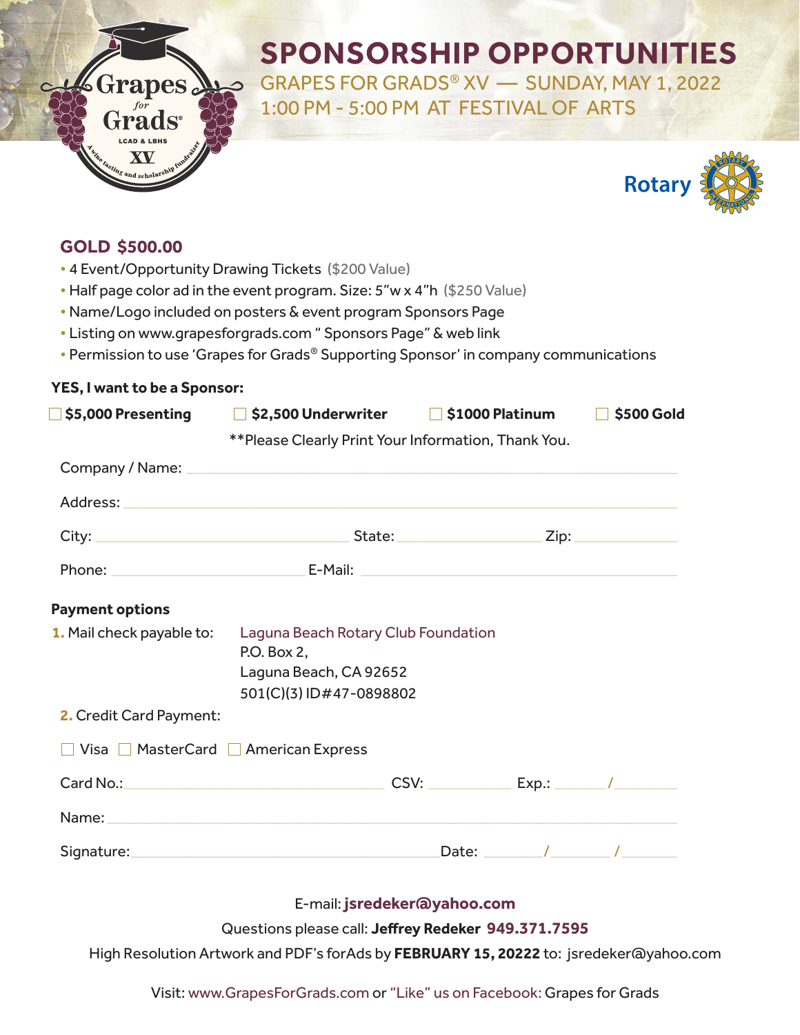# SPONSORSHIP OPPORTUNITIES

GRAPES FOR GRADS® XV — SUNDAY, MAY 1, 2022
1:00 PM - 5:00 PM AT FESTIVAL OF ARTS

Grapes for Grads® LCAD & LBHS XV — A wine tasting and scholarship fundraiser

Rotary

## GOLD $500.00

- 4 Event/Opportunity Drawing Tickets ($200 Value)
- Half page color ad in the event program. Size: 5"w x 4"h ($250 Value)
- Name/Logo included on posters & event program Sponsors Page
- Listing on www.grapesforgrads.com " Sponsors Page" & web link
- Permission to use 'Grapes for Grads® Supporting Sponsor' in company communications

**YES, I want to be a Sponsor:**

☐ **$5,000 Presenting** ☐ **$2,500 Underwriter** ☐ **$1000 Platinum** ☐ **$500 Gold**

**Please Clearly Print Your Information, Thank You.

Company / Name: ______________________________

Address: ______________________________

City: ______________ State: ______________ Zip: ______________

Phone: ______________ E-Mail: ______________

**Payment options**

**1.** Mail check payable to: Laguna Beach Rotary Club Foundation
P.O. Box 2,
Laguna Beach, CA 92652
501(C)(3) ID#47-0898802

**2.** Credit Card Payment:

☐ Visa ☐ MasterCard ☐ American Express

Card No.: ______________ CSV: ______ Exp.: ____/____

Name: ______________________________

Signature: ______________________ Date: ____/____/____

E-mail: **jsredeker@yahoo.com**

Questions please call: **Jeffrey Redeker 949.371.7595**

High Resolution Artwork and PDF's forAds by **FEBRUARY 15, 20222** to: jsredeker@yahoo.com

Visit: www.GrapesForGrads.com or "Like" us on Facebook: Grapes for Grads